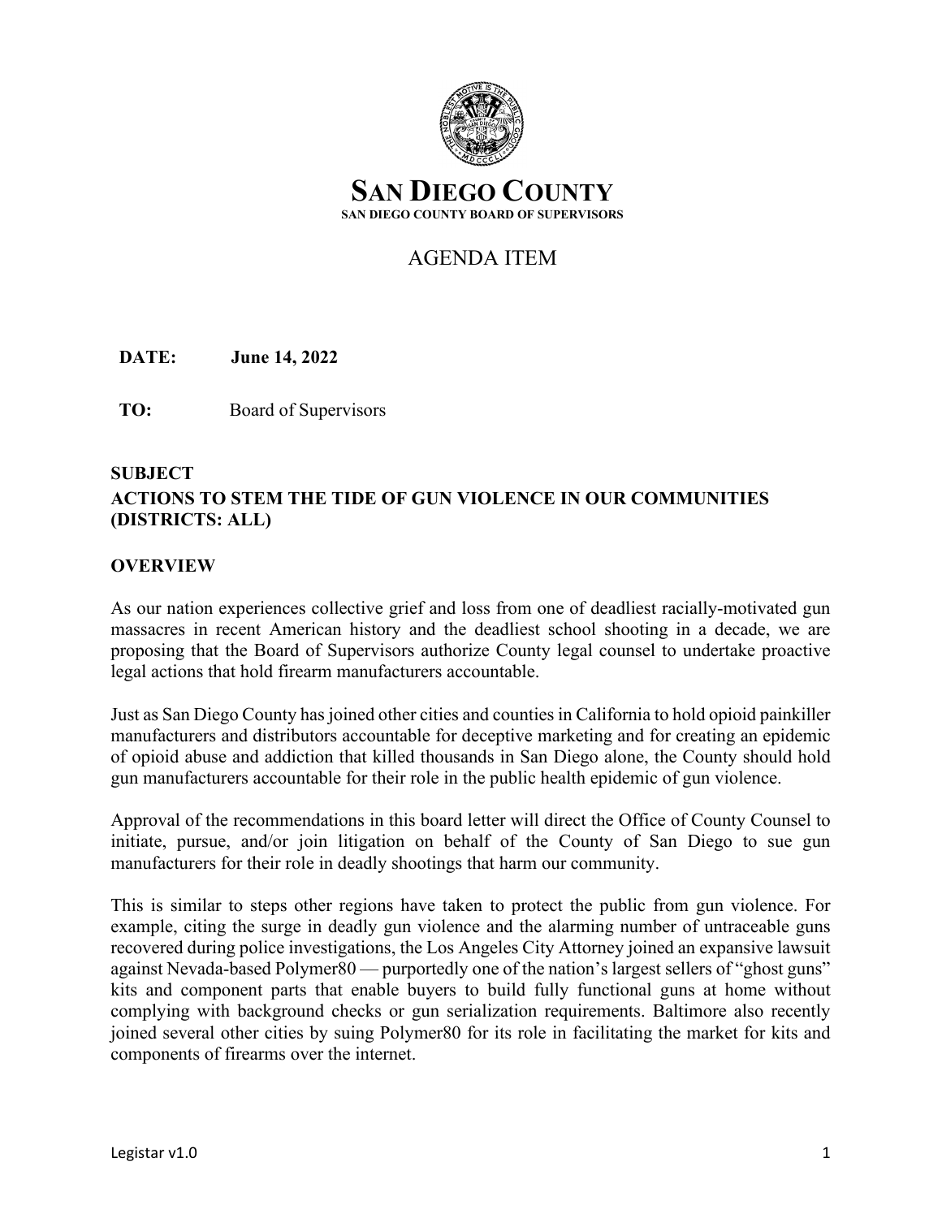# SAN DIEGO COUNTY

**SAN DIEGO COUNTY BOARD OF SUPERVISORS**

## AGENDA ITEM

**DATE:** **June 14, 2022**

**TO:** Board of Supervisors

**SUBJECT**

**ACTIONS TO STEM THE TIDE OF GUN VIOLENCE IN OUR COMMUNITIES (DISTRICTS: ALL)**

**OVERVIEW**

As our nation experiences collective grief and loss from one of deadliest racially-motivated gun massacres in recent American history and the deadliest school shooting in a decade, we are proposing that the Board of Supervisors authorize County legal counsel to undertake proactive legal actions that hold firearm manufacturers accountable.

Just as San Diego County has joined other cities and counties in California to hold opioid painkiller manufacturers and distributors accountable for deceptive marketing and for creating an epidemic of opioid abuse and addiction that killed thousands in San Diego alone, the County should hold gun manufacturers accountable for their role in the public health epidemic of gun violence.

Approval of the recommendations in this board letter will direct the Office of County Counsel to initiate, pursue, and/or join litigation on behalf of the County of San Diego to sue gun manufacturers for their role in deadly shootings that harm our community.

This is similar to steps other regions have taken to protect the public from gun violence. For example, citing the surge in deadly gun violence and the alarming number of untraceable guns recovered during police investigations, the Los Angeles City Attorney joined an expansive lawsuit against Nevada-based Polymer80 — purportedly one of the nation's largest sellers of "ghost guns" kits and component parts that enable buyers to build fully functional guns at home without complying with background checks or gun serialization requirements. Baltimore also recently joined several other cities by suing Polymer80 for its role in facilitating the market for kits and components of firearms over the internet.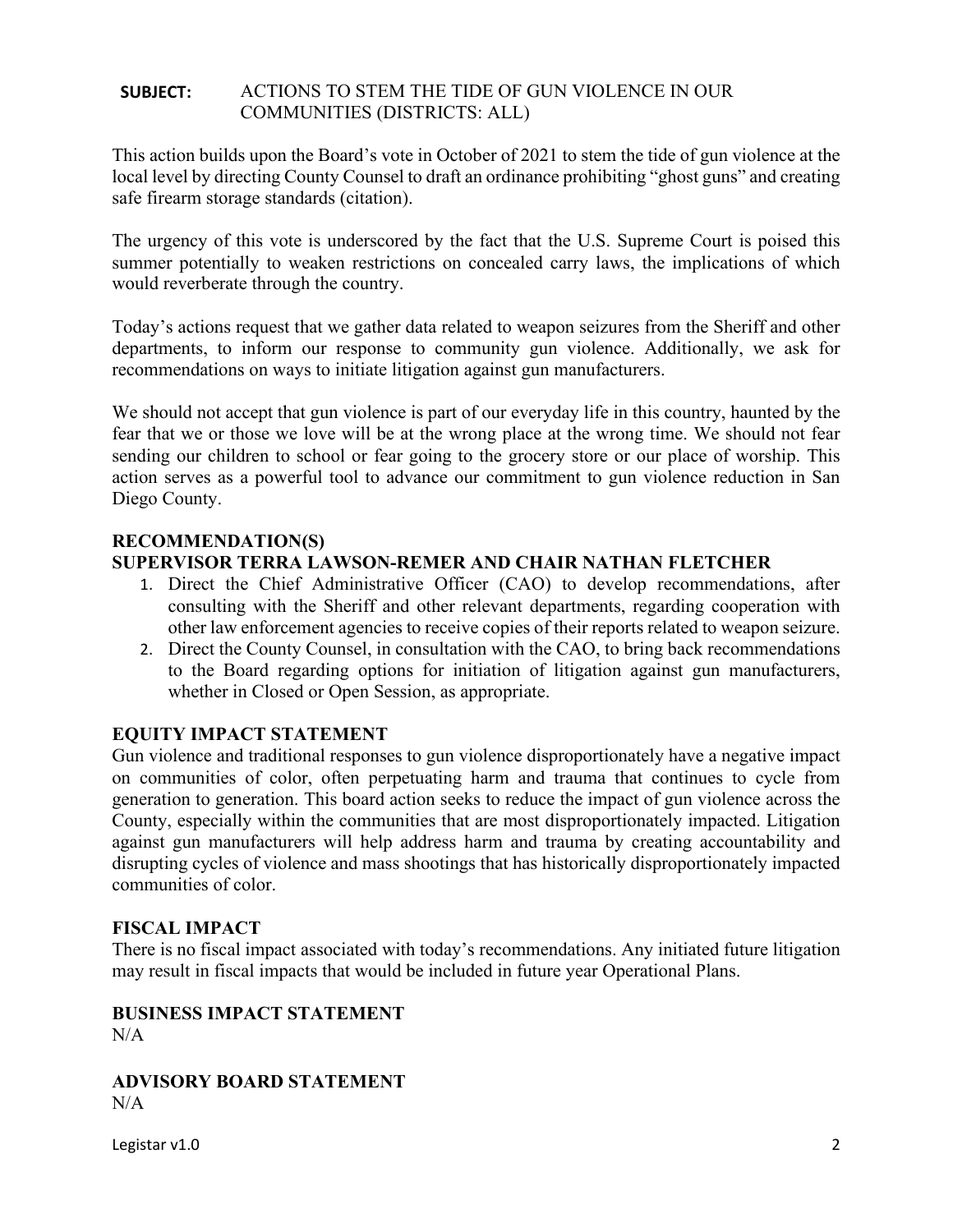**SUBJECT:** ACTIONS TO STEM THE TIDE OF GUN VIOLENCE IN OUR COMMUNITIES (DISTRICTS: ALL)

This action builds upon the Board's vote in October of 2021 to stem the tide of gun violence at the local level by directing County Counsel to draft an ordinance prohibiting "ghost guns" and creating safe firearm storage standards (citation).

The urgency of this vote is underscored by the fact that the U.S. Supreme Court is poised this summer potentially to weaken restrictions on concealed carry laws, the implications of which would reverberate through the country.

Today's actions request that we gather data related to weapon seizures from the Sheriff and other departments, to inform our response to community gun violence. Additionally, we ask for recommendations on ways to initiate litigation against gun manufacturers.

We should not accept that gun violence is part of our everyday life in this country, haunted by the fear that we or those we love will be at the wrong place at the wrong time. We should not fear sending our children to school or fear going to the grocery store or our place of worship. This action serves as a powerful tool to advance our commitment to gun violence reduction in San Diego County.

## RECOMMENDATION(S)

## SUPERVISOR TERRA LAWSON-REMER AND CHAIR NATHAN FLETCHER

1. Direct the Chief Administrative Officer (CAO) to develop recommendations, after consulting with the Sheriff and other relevant departments, regarding cooperation with other law enforcement agencies to receive copies of their reports related to weapon seizure.
2. Direct the County Counsel, in consultation with the CAO, to bring back recommendations to the Board regarding options for initiation of litigation against gun manufacturers, whether in Closed or Open Session, as appropriate.

## EQUITY IMPACT STATEMENT

Gun violence and traditional responses to gun violence disproportionately have a negative impact on communities of color, often perpetuating harm and trauma that continues to cycle from generation to generation. This board action seeks to reduce the impact of gun violence across the County, especially within the communities that are most disproportionately impacted. Litigation against gun manufacturers will help address harm and trauma by creating accountability and disrupting cycles of violence and mass shootings that has historically disproportionately impacted communities of color.

## FISCAL IMPACT

There is no fiscal impact associated with today's recommendations. Any initiated future litigation may result in fiscal impacts that would be included in future year Operational Plans.

## BUSINESS IMPACT STATEMENT

N/A

## ADVISORY BOARD STATEMENT

N/A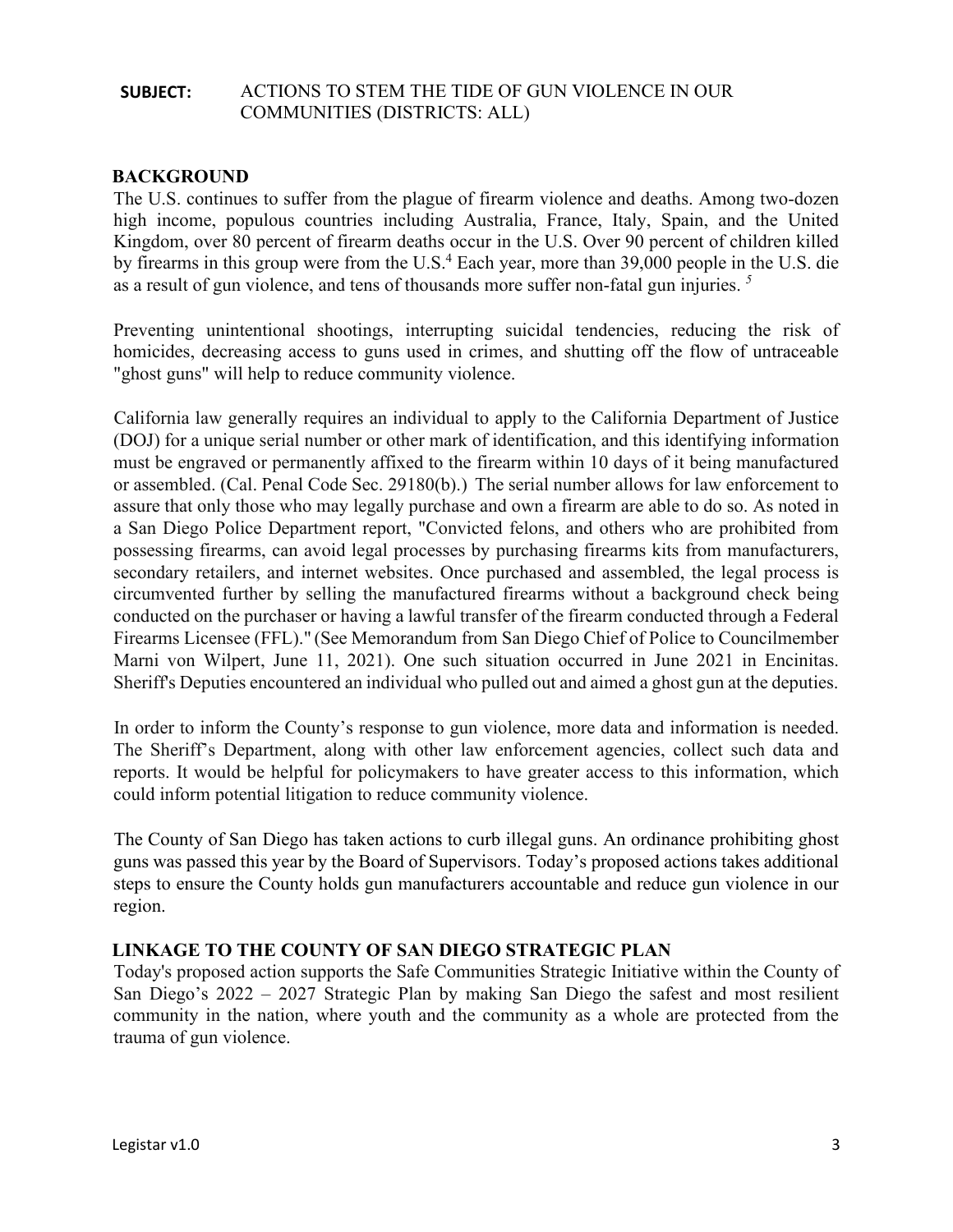**SUBJECT:** ACTIONS TO STEM THE TIDE OF GUN VIOLENCE IN OUR COMMUNITIES (DISTRICTS: ALL)

## BACKGROUND

The U.S. continues to suffer from the plague of firearm violence and deaths. Among two-dozen high income, populous countries including Australia, France, Italy, Spain, and the United Kingdom, over 80 percent of firearm deaths occur in the U.S. Over 90 percent of children killed by firearms in this group were from the U.S.[4] Each year, more than 39,000 people in the U.S. die as a result of gun violence, and tens of thousands more suffer non-fatal gun injuries. [5]

Preventing unintentional shootings, interrupting suicidal tendencies, reducing the risk of homicides, decreasing access to guns used in crimes, and shutting off the flow of untraceable "ghost guns" will help to reduce community violence.

California law generally requires an individual to apply to the California Department of Justice (DOJ) for a unique serial number or other mark of identification, and this identifying information must be engraved or permanently affixed to the firearm within 10 days of it being manufactured or assembled. (Cal. Penal Code Sec. 29180(b).) The serial number allows for law enforcement to assure that only those who may legally purchase and own a firearm are able to do so. As noted in a San Diego Police Department report, "Convicted felons, and others who are prohibited from possessing firearms, can avoid legal processes by purchasing firearms kits from manufacturers, secondary retailers, and internet websites. Once purchased and assembled, the legal process is circumvented further by selling the manufactured firearms without a background check being conducted on the purchaser or having a lawful transfer of the firearm conducted through a Federal Firearms Licensee (FFL)." (See Memorandum from San Diego Chief of Police to Councilmember Marni von Wilpert, June 11, 2021). One such situation occurred in June 2021 in Encinitas. Sheriff's Deputies encountered an individual who pulled out and aimed a ghost gun at the deputies.

In order to inform the County's response to gun violence, more data and information is needed. The Sheriff's Department, along with other law enforcement agencies, collect such data and reports. It would be helpful for policymakers to have greater access to this information, which could inform potential litigation to reduce community violence.

The County of San Diego has taken actions to curb illegal guns. An ordinance prohibiting ghost guns was passed this year by the Board of Supervisors. Today's proposed actions takes additional steps to ensure the County holds gun manufacturers accountable and reduce gun violence in our region.

## LINKAGE TO THE COUNTY OF SAN DIEGO STRATEGIC PLAN

Today's proposed action supports the Safe Communities Strategic Initiative within the County of San Diego's 2022 – 2027 Strategic Plan by making San Diego the safest and most resilient community in the nation, where youth and the community as a whole are protected from the trauma of gun violence.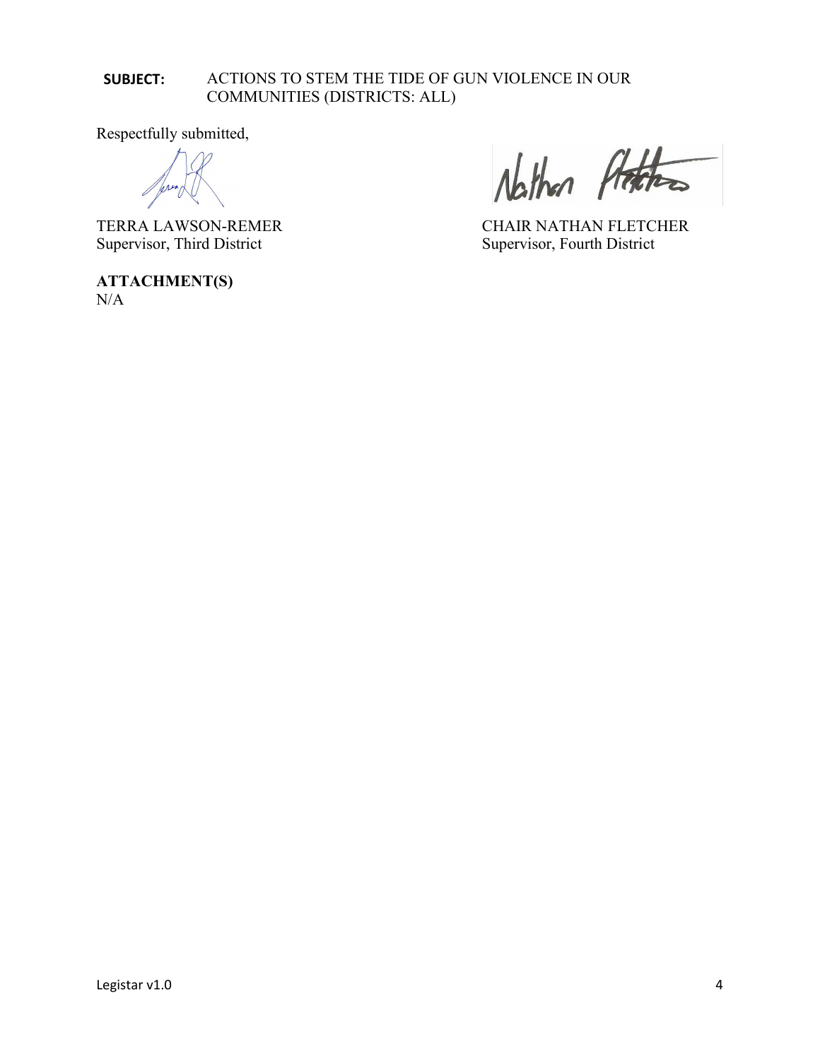**SUBJECT:** ACTIONS TO STEM THE TIDE OF GUN VIOLENCE IN OUR COMMUNITIES (DISTRICTS: ALL)

Respectfully submitted,

TERRA LAWSON-REMER
Supervisor, Third District

CHAIR NATHAN FLETCHER
Supervisor, Fourth District

**ATTACHMENT(S)**
N/A